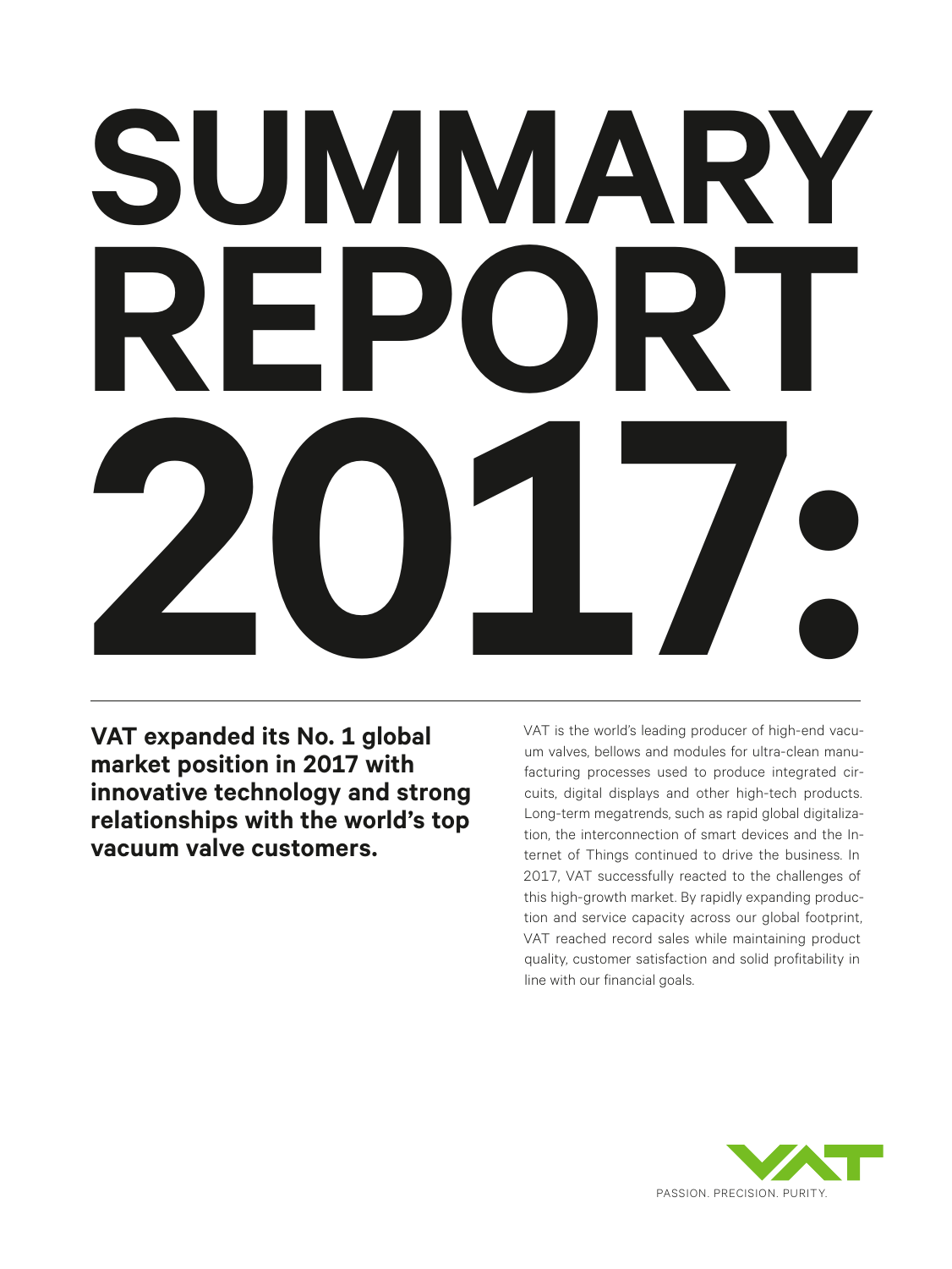# SUMMARY REPORT 2017:

**VAT expanded its No. 1 global market position in 2017 with innovative technology and strong relationships with the world's top vacuum valve customers.**

VAT is the world's leading producer of high-end vacuum valves, bellows and modules for ultra-clean manufacturing processes used to produce integrated circuits, digital displays and other high-tech products. Long-term megatrends, such as rapid global digitalization, the interconnection of smart devices and the Internet of Things continued to drive the business. In 2017, VAT successfully reacted to the challenges of this high-growth market. By rapidly expanding production and service capacity across our global footprint, VAT reached record sales while maintaining product quality, customer satisfaction and solid profitability in line with our financial goals.

VAT

PASSION. PRECISION. PURITY.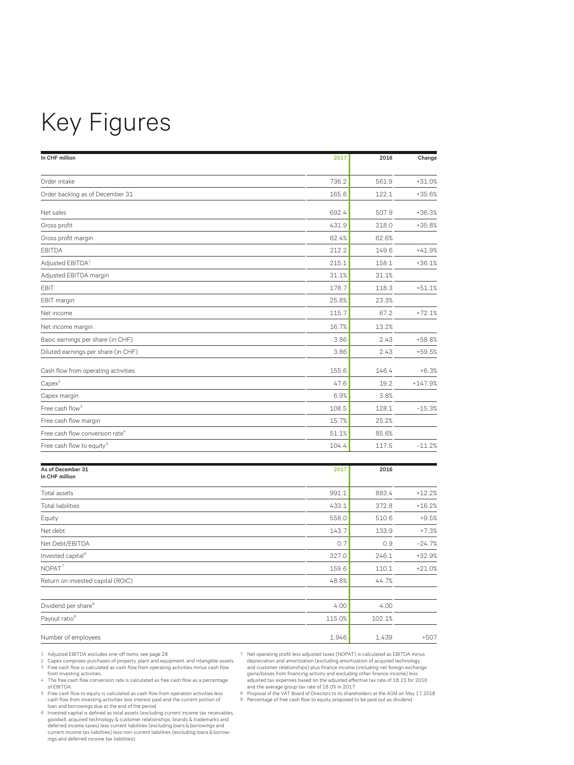# Key Figures

| In CHF million | 2017 | 2016 | Change |
|---|---|---|---|
| Order intake | 736.2 | 561.9 | +31.0% |
| Order backlog as of December 31 | 165.6 | 122.1 | +35.6% |
| Net sales | 692.4 | 507.9 | +36.3% |
| Gross profit | 431.9 | 318.0 | +35.8% |
| Gross profit margin | 62.4% | 62.6% | |
| EBITDA | 212.2 | 149.6 | +41.9% |
| Adjusted EBITDA[1] | 215.1 | 158.1 | +36.1% |
| Adjusted EBITDA margin | 31.1% | 31.1% | |
| EBIT | 178.7 | 118.3 | +51.1% |
| EBIT margin | 25.8% | 23.3% | |
| Net income | 115.7 | 67.2 | +72.1% |
| Net income margin | 16.7% | 13.2% | |
| Basic earnings per share (in CHF) | 3.86 | 2.43 | +58.8% |
| Diluted earnings per share (in CHF) | 3.86 | 2.43 | +59.5% |
| Cash flow from operating activities | 155.6 | 146.4 | +6.3% |
| Capex[2] | 47.6 | 19.2 | +147.9% |
| Capex margin | 6.9% | 3.8% | |
| Free cash flow[3] | 108.5 | 128.1 | −15.3% |
| Free cash flow margin | 15.7% | 25.2% | |
| Free cash flow conversion rate[4] | 51.1% | 85.6% | |
| Free cash flow to equity[5] | 104.4 | 117.5 | −11.2% |

| As of December 31<br>In CHF million | 2017 | 2016 | |
|---|---|---|---|
| Total assets | 991.1 | 883.4 | +12.2% |
| Total liabilities | 433.1 | 372.8 | +16.2% |
| Equity | 558.0 | 510.6 | +9.5% |
| Net debt | 143.7 | 133.9 | +7.3% |
| Net Debt/EBITDA | 0.7 | 0.9 | −24.7% |
| Invested capital[6] | 327.0 | 246.1 | +32.9% |
| NOPAT[7] | 159.6 | 110.1 | +21.0% |
| Return on invested capital (ROIC) | 48.8% | 44.7% | |
| | | | |
| Dividend per share[8] | 4.00 | 4.00 | |
| Payout ratio[9] | 115.0% | 102.1% | |
| Number of employees | 1,946 | 1,439 | +507 |

1 Adjusted EBITDA excludes one-off items, see page 28.
2 Capex comprises purchases of property, plant and equipment, and intangible assets.
3 Free cash flow is calculated as cash flow from operating activities minus cash flow from investing activities.
4 The free cash flow conversion rate is calculated as free cash flow as a percentage of EBITDA.
5 Free cash flow to equity is calculated as cash flow from operation activities less cash flow from investing activities less interest paid and the current portion of loan and borrowings due at the end of the period.
6 Invested capital is defined as total assets (excluding current income tax receivables, goodwill, acquired technology & customer relationships, brands & trademarks and deferred income taxes) less current liabilities (excluding loans & borrowings and current income tax liabilities) less non-current liabilities (excluding loans & borrowings and deferred income tax liabilities).
7 Net operating profit less adjusted taxes (NOPAT) is calculated as EBITDA minus depreciation and amortization (excluding amortization of acquired technology and customer relationships) plus finance income (including net foreign exchange gains/losses from financing activity and excluding other finance income) less adjusted tax expenses based on the adjusted effective tax rate of 18.1% for 2016 and the average group tax rate of 18.0% in 2017.
8 Proposal of the VAT Board of Directors to its shareholders at the AGM on May 17, 2018
9 Percentage of free cash flow to equity proposed to be paid out as dividend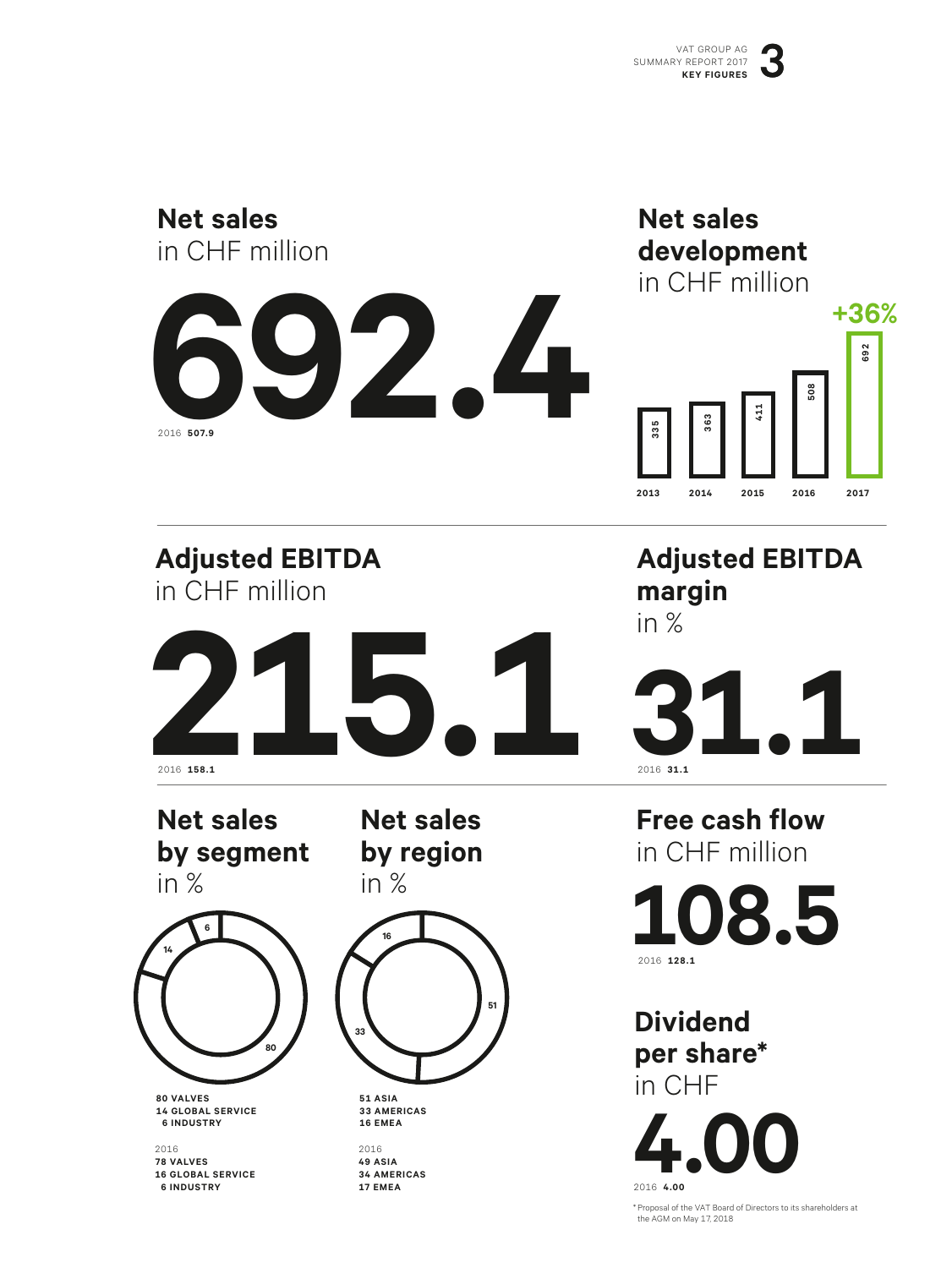## Net sales
in CHF million

**692.4**

2016 **507.9**

## Net sales development
in CHF million

| 2013 | 2014 | 2015 | 2016 | 2017 |
|---|---|---|---|---|
| 335 | 363 | 411 | 508 | 692 |

+36%

## Adjusted EBITDA
in CHF million

**215.1**

2016 **158.1**

## Adjusted EBITDA margin
in %

**31.1**

2016 **31.1**

## Net sales by segment
in %

**80 VALVES**
**14 GLOBAL SERVICE**
**6 INDUSTRY**

2016
**78 VALVES**
**16 GLOBAL SERVICE**
**6 INDUSTRY**

## Net sales by region
in %

**51 ASIA**
**33 AMERICAS**
**16 EMEA**

2016
**49 ASIA**
**34 AMERICAS**
**17 EMEA**

## Free cash flow
in CHF million

**108.5**

2016 **128.1**

## Dividend per share*
in CHF

**4.00**

2016 **4.00**

* Proposal of the VAT Board of Directors to its shareholders at the AGM on May 17, 2018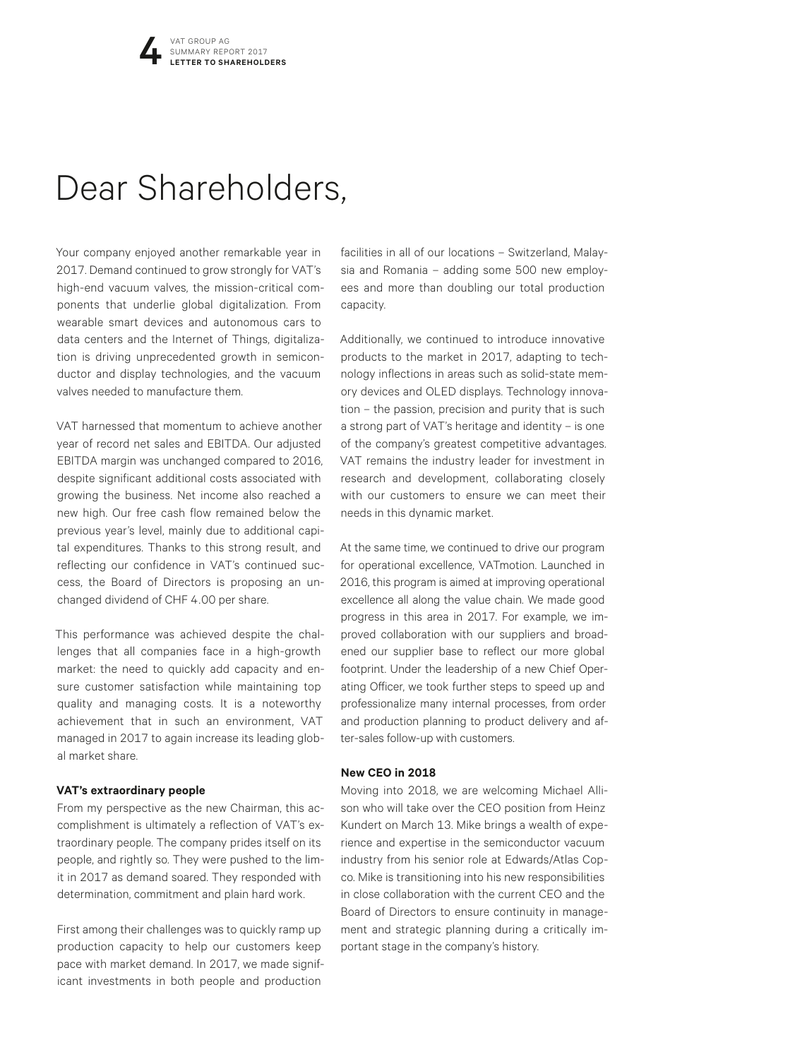# Dear Shareholders,

Your company enjoyed another remarkable year in 2017. Demand continued to grow strongly for VAT's high-end vacuum valves, the mission-critical components that underlie global digitalization. From wearable smart devices and autonomous cars to data centers and the Internet of Things, digitalization is driving unprecedented growth in semiconductor and display technologies, and the vacuum valves needed to manufacture them.

VAT harnessed that momentum to achieve another year of record net sales and EBITDA. Our adjusted EBITDA margin was unchanged compared to 2016, despite significant additional costs associated with growing the business. Net income also reached a new high. Our free cash flow remained below the previous year's level, mainly due to additional capital expenditures. Thanks to this strong result, and reflecting our confidence in VAT's continued success, the Board of Directors is proposing an unchanged dividend of CHF 4.00 per share.

This performance was achieved despite the challenges that all companies face in a high-growth market: the need to quickly add capacity and ensure customer satisfaction while maintaining top quality and managing costs. It is a noteworthy achievement that in such an environment, VAT managed in 2017 to again increase its leading global market share.

**VAT's extraordinary people**

From my perspective as the new Chairman, this accomplishment is ultimately a reflection of VAT's extraordinary people. The company prides itself on its people, and rightly so. They were pushed to the limit in 2017 as demand soared. They responded with determination, commitment and plain hard work.

First among their challenges was to quickly ramp up production capacity to help our customers keep pace with market demand. In 2017, we made significant investments in both people and production facilities in all of our locations – Switzerland, Malaysia and Romania – adding some 500 new employees and more than doubling our total production capacity.

Additionally, we continued to introduce innovative products to the market in 2017, adapting to technology inflections in areas such as solid-state memory devices and OLED displays. Technology innovation – the passion, precision and purity that is such a strong part of VAT's heritage and identity – is one of the company's greatest competitive advantages. VAT remains the industry leader for investment in research and development, collaborating closely with our customers to ensure we can meet their needs in this dynamic market.

At the same time, we continued to drive our program for operational excellence, VATmotion. Launched in 2016, this program is aimed at improving operational excellence all along the value chain. We made good progress in this area in 2017. For example, we improved collaboration with our suppliers and broadened our supplier base to reflect our more global footprint. Under the leadership of a new Chief Operating Officer, we took further steps to speed up and professionalize many internal processes, from order and production planning to product delivery and after-sales follow-up with customers.

**New CEO in 2018**

Moving into 2018, we are welcoming Michael Allison who will take over the CEO position from Heinz Kundert on March 13. Mike brings a wealth of experience and expertise in the semiconductor vacuum industry from his senior role at Edwards/Atlas Copco. Mike is transitioning into his new responsibilities in close collaboration with the current CEO and the Board of Directors to ensure continuity in management and strategic planning during a critically important stage in the company's history.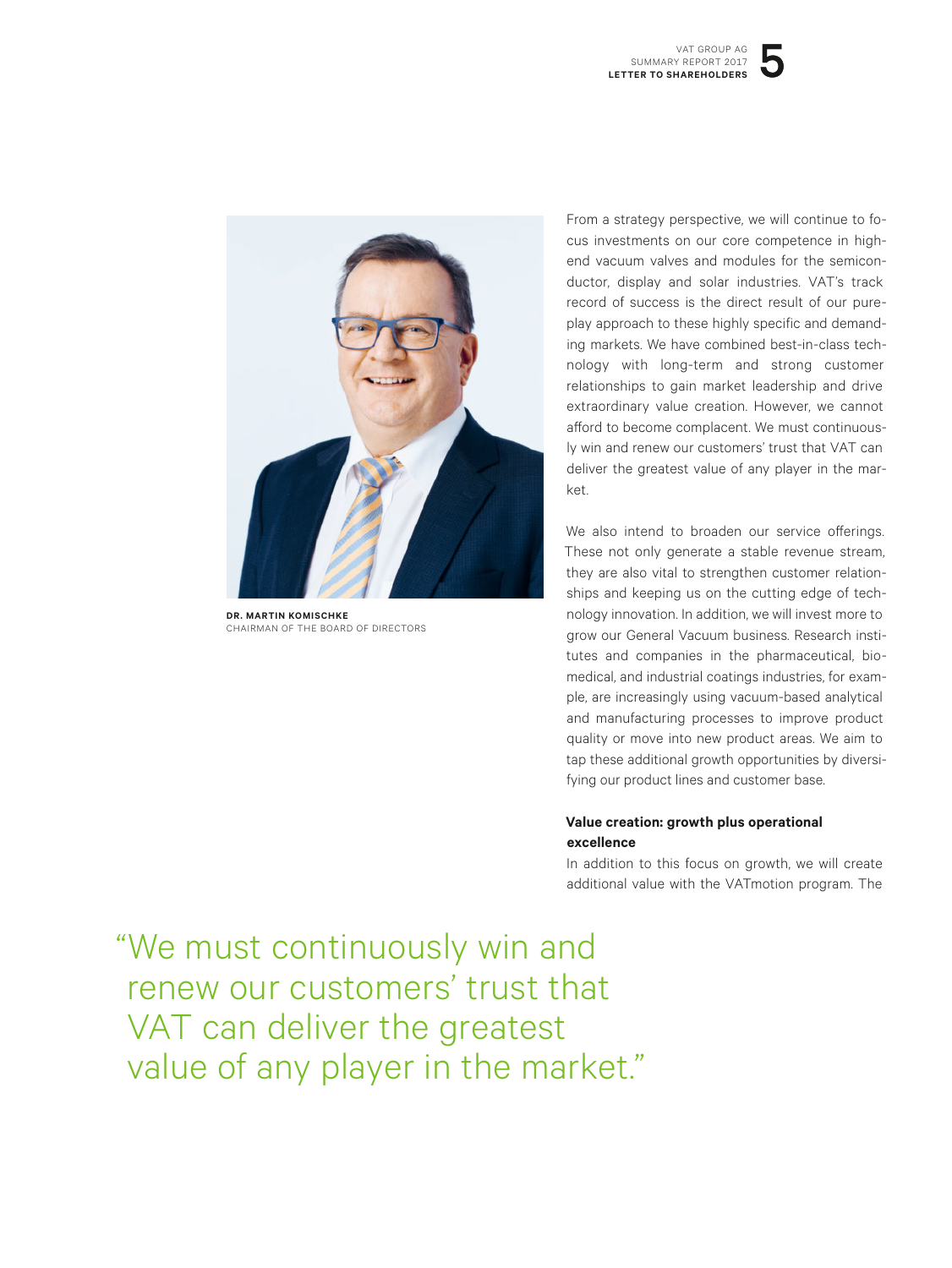DR. MARTIN KOMISCHKE
CHAIRMAN OF THE BOARD OF DIRECTORS

From a strategy perspective, we will continue to focus investments on our core competence in high-end vacuum valves and modules for the semiconductor, display and solar industries. VAT's track record of success is the direct result of our pure-play approach to these highly specific and demanding markets. We have combined best-in-class technology with long-term and strong customer relationships to gain market leadership and drive extraordinary value creation. However, we cannot afford to become complacent. We must continuously win and renew our customers' trust that VAT can deliver the greatest value of any player in the market.

We also intend to broaden our service offerings. These not only generate a stable revenue stream, they are also vital to strengthen customer relationships and keeping us on the cutting edge of technology innovation. In addition, we will invest more to grow our General Vacuum business. Research institutes and companies in the pharmaceutical, biomedical, and industrial coatings industries, for example, are increasingly using vacuum-based analytical and manufacturing processes to improve product quality or move into new product areas. We aim to tap these additional growth opportunities by diversifying our product lines and customer base.

**Value creation: growth plus operational excellence**

In addition to this focus on growth, we will create additional value with the VATmotion program. The

"We must continuously win and renew our customers' trust that VAT can deliver the greatest value of any player in the market."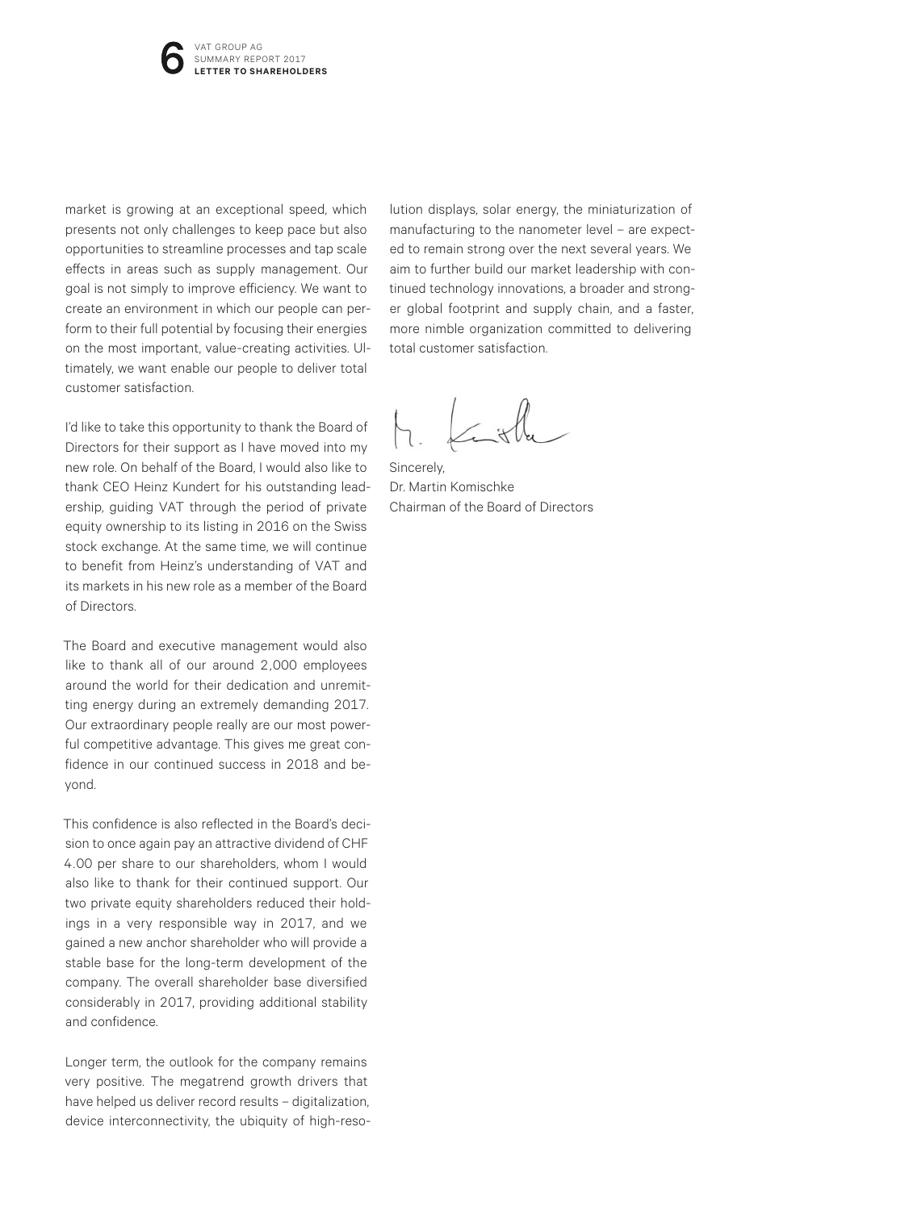market is growing at an exceptional speed, which presents not only challenges to keep pace but also opportunities to streamline processes and tap scale effects in areas such as supply management. Our goal is not simply to improve efficiency. We want to create an environment in which our people can perform to their full potential by focusing their energies on the most important, value-creating activities. Ultimately, we want enable our people to deliver total customer satisfaction.

I'd like to take this opportunity to thank the Board of Directors for their support as I have moved into my new role. On behalf of the Board, I would also like to thank CEO Heinz Kundert for his outstanding leadership, guiding VAT through the period of private equity ownership to its listing in 2016 on the Swiss stock exchange. At the same time, we will continue to benefit from Heinz's understanding of VAT and its markets in his new role as a member of the Board of Directors.

The Board and executive management would also like to thank all of our around 2,000 employees around the world for their dedication and unremitting energy during an extremely demanding 2017. Our extraordinary people really are our most powerful competitive advantage. This gives me great confidence in our continued success in 2018 and beyond.

This confidence is also reflected in the Board's decision to once again pay an attractive dividend of CHF 4.00 per share to our shareholders, whom I would also like to thank for their continued support. Our two private equity shareholders reduced their holdings in a very responsible way in 2017, and we gained a new anchor shareholder who will provide a stable base for the long-term development of the company. The overall shareholder base diversified considerably in 2017, providing additional stability and confidence.

Longer term, the outlook for the company remains very positive. The megatrend growth drivers that have helped us deliver record results – digitalization, device interconnectivity, the ubiquity of high-resolution displays, solar energy, the miniaturization of manufacturing to the nanometer level – are expected to remain strong over the next several years. We aim to further build our market leadership with continued technology innovations, a broader and stronger global footprint and supply chain, and a faster, more nimble organization committed to delivering total customer satisfaction.

Sincerely,
Dr. Martin Komischke
Chairman of the Board of Directors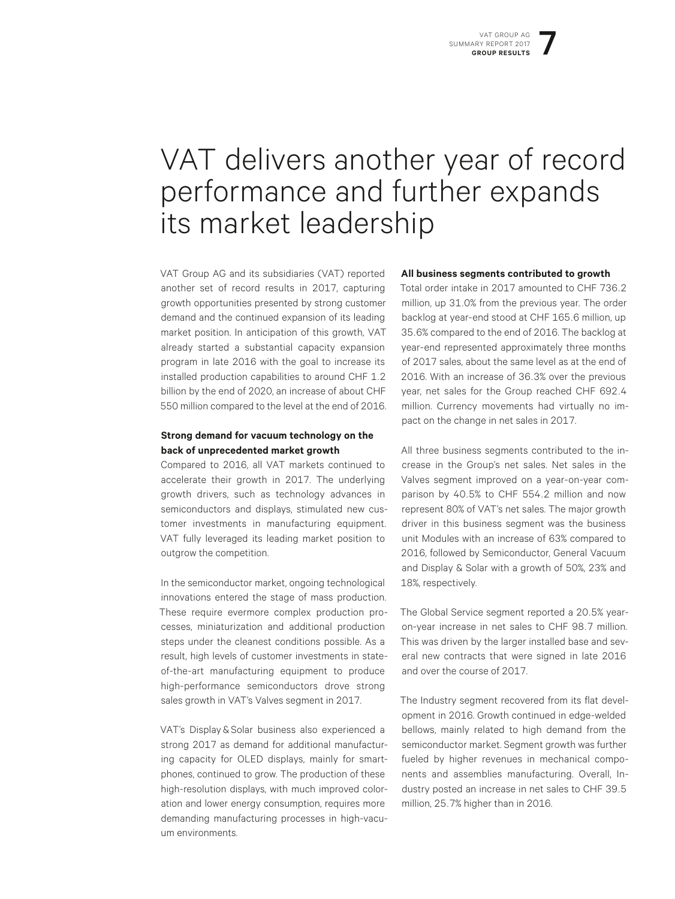# VAT delivers another year of record performance and further expands its market leadership

VAT Group AG and its subsidiaries (VAT) reported another set of record results in 2017, capturing growth opportunities presented by strong customer demand and the continued expansion of its leading market position. In anticipation of this growth, VAT already started a substantial capacity expansion program in late 2016 with the goal to increase its installed production capabilities to around CHF 1.2 billion by the end of 2020, an increase of about CHF 550 million compared to the level at the end of 2016.

**Strong demand for vacuum technology on the back of unprecedented market growth**

Compared to 2016, all VAT markets continued to accelerate their growth in 2017. The underlying growth drivers, such as technology advances in semiconductors and displays, stimulated new customer investments in manufacturing equipment. VAT fully leveraged its leading market position to outgrow the competition.

In the semiconductor market, ongoing technological innovations entered the stage of mass production. These require evermore complex production processes, miniaturization and additional production steps under the cleanest conditions possible. As a result, high levels of customer investments in state-of-the-art manufacturing equipment to produce high-performance semiconductors drove strong sales growth in VAT's Valves segment in 2017.

VAT's Display & Solar business also experienced a strong 2017 as demand for additional manufacturing capacity for OLED displays, mainly for smartphones, continued to grow. The production of these high-resolution displays, with much improved coloration and lower energy consumption, requires more demanding manufacturing processes in high-vacuum environments.

**All business segments contributed to growth**

Total order intake in 2017 amounted to CHF 736.2 million, up 31.0% from the previous year. The order backlog at year-end stood at CHF 165.6 million, up 35.6% compared to the end of 2016. The backlog at year-end represented approximately three months of 2017 sales, about the same level as at the end of 2016. With an increase of 36.3% over the previous year, net sales for the Group reached CHF 692.4 million. Currency movements had virtually no impact on the change in net sales in 2017.

All three business segments contributed to the increase in the Group's net sales. Net sales in the Valves segment improved on a year-on-year comparison by 40.5% to CHF 554.2 million and now represent 80% of VAT's net sales. The major growth driver in this business segment was the business unit Modules with an increase of 63% compared to 2016, followed by Semiconductor, General Vacuum and Display & Solar with a growth of 50%, 23% and 18%, respectively.

The Global Service segment reported a 20.5% year-on-year increase in net sales to CHF 98.7 million. This was driven by the larger installed base and several new contracts that were signed in late 2016 and over the course of 2017.

The Industry segment recovered from its flat development in 2016. Growth continued in edge-welded bellows, mainly related to high demand from the semiconductor market. Segment growth was further fueled by higher revenues in mechanical components and assemblies manufacturing. Overall, Industry posted an increase in net sales to CHF 39.5 million, 25.7% higher than in 2016.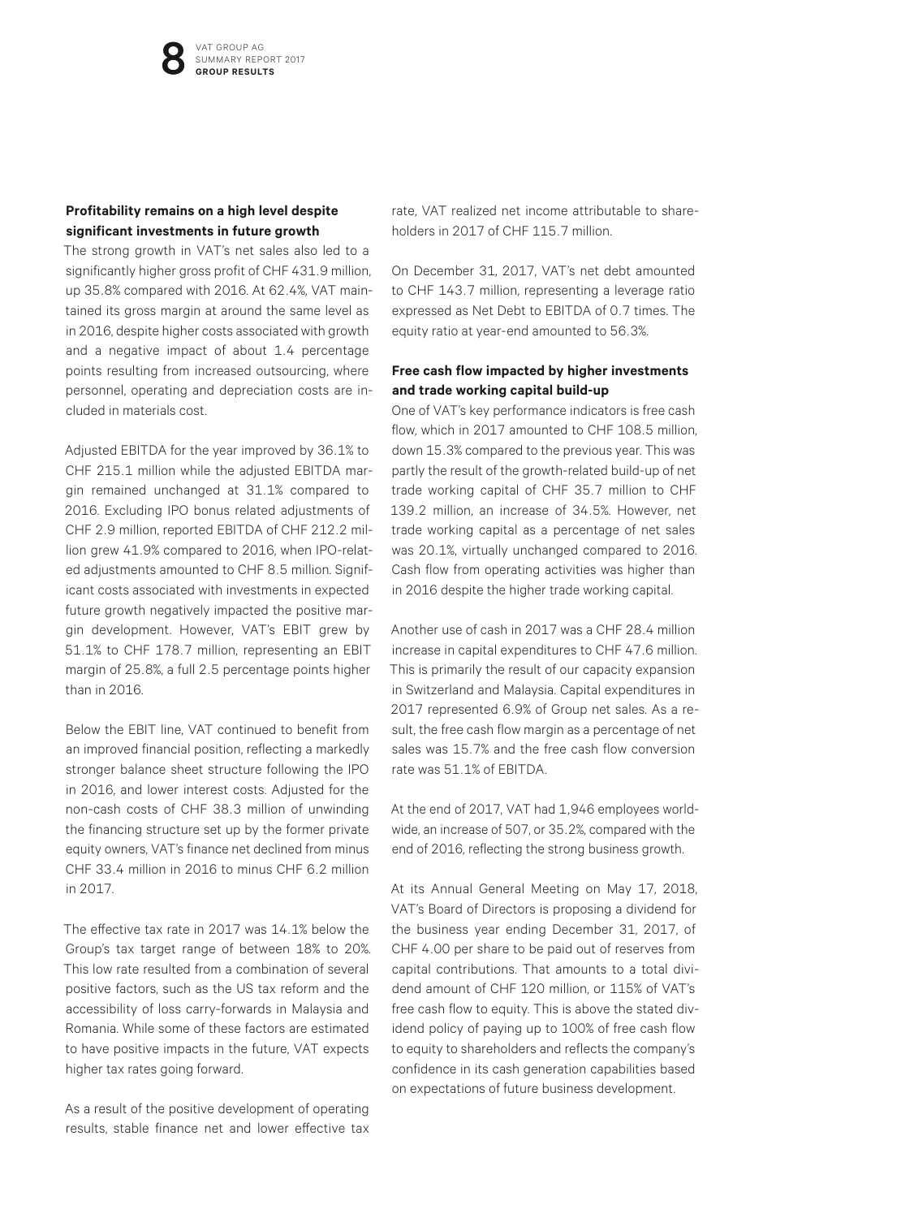**Profitability remains on a high level despite significant investments in future growth**

The strong growth in VAT's net sales also led to a significantly higher gross profit of CHF 431.9 million, up 35.8% compared with 2016. At 62.4%, VAT maintained its gross margin at around the same level as in 2016, despite higher costs associated with growth and a negative impact of about 1.4 percentage points resulting from increased outsourcing, where personnel, operating and depreciation costs are included in materials cost.

Adjusted EBITDA for the year improved by 36.1% to CHF 215.1 million while the adjusted EBITDA margin remained unchanged at 31.1% compared to 2016. Excluding IPO bonus related adjustments of CHF 2.9 million, reported EBITDA of CHF 212.2 million grew 41.9% compared to 2016, when IPO-related adjustments amounted to CHF 8.5 million. Significant costs associated with investments in expected future growth negatively impacted the positive margin development. However, VAT's EBIT grew by 51.1% to CHF 178.7 million, representing an EBIT margin of 25.8%, a full 2.5 percentage points higher than in 2016.

Below the EBIT line, VAT continued to benefit from an improved financial position, reflecting a markedly stronger balance sheet structure following the IPO in 2016, and lower interest costs. Adjusted for the non-cash costs of CHF 38.3 million of unwinding the financing structure set up by the former private equity owners, VAT's finance net declined from minus CHF 33.4 million in 2016 to minus CHF 6.2 million in 2017.

The effective tax rate in 2017 was 14.1% below the Group's tax target range of between 18% to 20%. This low rate resulted from a combination of several positive factors, such as the US tax reform and the accessibility of loss carry-forwards in Malaysia and Romania. While some of these factors are estimated to have positive impacts in the future, VAT expects higher tax rates going forward.

As a result of the positive development of operating results, stable finance net and lower effective tax rate, VAT realized net income attributable to shareholders in 2017 of CHF 115.7 million.

On December 31, 2017, VAT's net debt amounted to CHF 143.7 million, representing a leverage ratio expressed as Net Debt to EBITDA of 0.7 times. The equity ratio at year-end amounted to 56.3%.

**Free cash flow impacted by higher investments and trade working capital build-up**

One of VAT's key performance indicators is free cash flow, which in 2017 amounted to CHF 108.5 million, down 15.3% compared to the previous year. This was partly the result of the growth-related build-up of net trade working capital of CHF 35.7 million to CHF 139.2 million, an increase of 34.5%. However, net trade working capital as a percentage of net sales was 20.1%, virtually unchanged compared to 2016. Cash flow from operating activities was higher than in 2016 despite the higher trade working capital.

Another use of cash in 2017 was a CHF 28.4 million increase in capital expenditures to CHF 47.6 million. This is primarily the result of our capacity expansion in Switzerland and Malaysia. Capital expenditures in 2017 represented 6.9% of Group net sales. As a result, the free cash flow margin as a percentage of net sales was 15.7% and the free cash flow conversion rate was 51.1% of EBITDA.

At the end of 2017, VAT had 1,946 employees worldwide, an increase of 507, or 35.2%, compared with the end of 2016, reflecting the strong business growth.

At its Annual General Meeting on May 17, 2018, VAT's Board of Directors is proposing a dividend for the business year ending December 31, 2017, of CHF 4.00 per share to be paid out of reserves from capital contributions. That amounts to a total dividend amount of CHF 120 million, or 115% of VAT's free cash flow to equity. This is above the stated dividend policy of paying up to 100% of free cash flow to equity to shareholders and reflects the company's confidence in its cash generation capabilities based on expectations of future business development.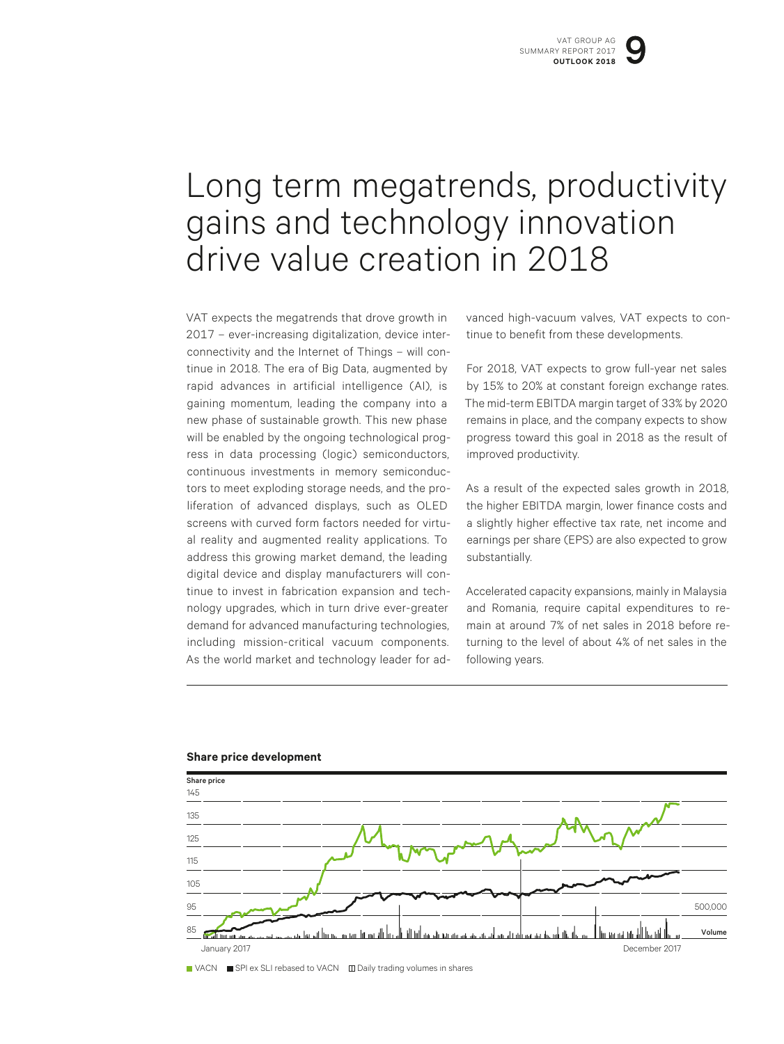# Long term megatrends, productivity gains and technology innovation drive value creation in 2018

VAT expects the megatrends that drove growth in 2017 – ever-increasing digitalization, device interconnectivity and the Internet of Things – will continue in 2018. The era of Big Data, augmented by rapid advances in artificial intelligence (AI), is gaining momentum, leading the company into a new phase of sustainable growth. This new phase will be enabled by the ongoing technological progress in data processing (logic) semiconductors, continuous investments in memory semiconductors to meet exploding storage needs, and the proliferation of advanced displays, such as OLED screens with curved form factors needed for virtual reality and augmented reality applications. To address this growing market demand, the leading digital device and display manufacturers will continue to invest in fabrication expansion and technology upgrades, which in turn drive ever-greater demand for advanced manufacturing technologies, including mission-critical vacuum components. As the world market and technology leader for advanced high-vacuum valves, VAT expects to continue to benefit from these developments.

For 2018, VAT expects to grow full-year net sales by 15% to 20% at constant foreign exchange rates. The mid-term EBITDA margin target of 33% by 2020 remains in place, and the company expects to show progress toward this goal in 2018 as the result of improved productivity.

As a result of the expected sales growth in 2018, the higher EBITDA margin, lower finance costs and a slightly higher effective tax rate, net income and earnings per share (EPS) are also expected to grow substantially.

Accelerated capacity expansions, mainly in Malaysia and Romania, require capital expenditures to remain at around 7% of net sales in 2018 before returning to the level of about 4% of net sales in the following years.

**Share price development**

Share price: 145, 135, 125, 115, 105, 95, 85 | Volume: 500,000 | January 2017 – December 2017

VACN | SPI ex SLI rebased to VACN | Daily trading volumes in shares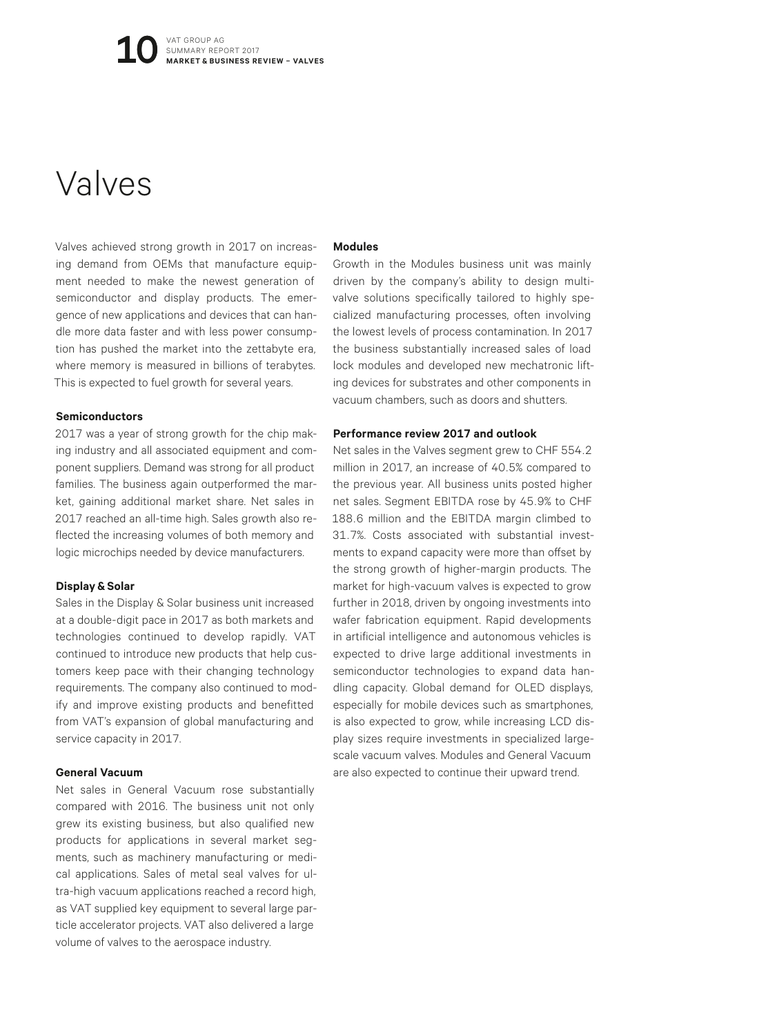# Valves

Valves achieved strong growth in 2017 on increasing demand from OEMs that manufacture equipment needed to make the newest generation of semiconductor and display products. The emergence of new applications and devices that can handle more data faster and with less power consumption has pushed the market into the zettabyte era, where memory is measured in billions of terabytes. This is expected to fuel growth for several years.

**Semiconductors**

2017 was a year of strong growth for the chip making industry and all associated equipment and component suppliers. Demand was strong for all product families. The business again outperformed the market, gaining additional market share. Net sales in 2017 reached an all-time high. Sales growth also reflected the increasing volumes of both memory and logic microchips needed by device manufacturers.

**Display & Solar**

Sales in the Display & Solar business unit increased at a double-digit pace in 2017 as both markets and technologies continued to develop rapidly. VAT continued to introduce new products that help customers keep pace with their changing technology requirements. The company also continued to modify and improve existing products and benefitted from VAT's expansion of global manufacturing and service capacity in 2017.

**General Vacuum**

Net sales in General Vacuum rose substantially compared with 2016. The business unit not only grew its existing business, but also qualified new products for applications in several market segments, such as machinery manufacturing or medical applications. Sales of metal seal valves for ultra-high vacuum applications reached a record high, as VAT supplied key equipment to several large particle accelerator projects. VAT also delivered a large volume of valves to the aerospace industry.

**Modules**

Growth in the Modules business unit was mainly driven by the company's ability to design multi-valve solutions specifically tailored to highly specialized manufacturing processes, often involving the lowest levels of process contamination. In 2017 the business substantially increased sales of load lock modules and developed new mechatronic lifting devices for substrates and other components in vacuum chambers, such as doors and shutters.

**Performance review 2017 and outlook**

Net sales in the Valves segment grew to CHF 554.2 million in 2017, an increase of 40.5% compared to the previous year. All business units posted higher net sales. Segment EBITDA rose by 45.9% to CHF 188.6 million and the EBITDA margin climbed to 31.7%. Costs associated with substantial investments to expand capacity were more than offset by the strong growth of higher-margin products. The market for high-vacuum valves is expected to grow further in 2018, driven by ongoing investments into wafer fabrication equipment. Rapid developments in artificial intelligence and autonomous vehicles is expected to drive large additional investments in semiconductor technologies to expand data handling capacity. Global demand for OLED displays, especially for mobile devices such as smartphones, is also expected to grow, while increasing LCD display sizes require investments in specialized large-scale vacuum valves. Modules and General Vacuum are also expected to continue their upward trend.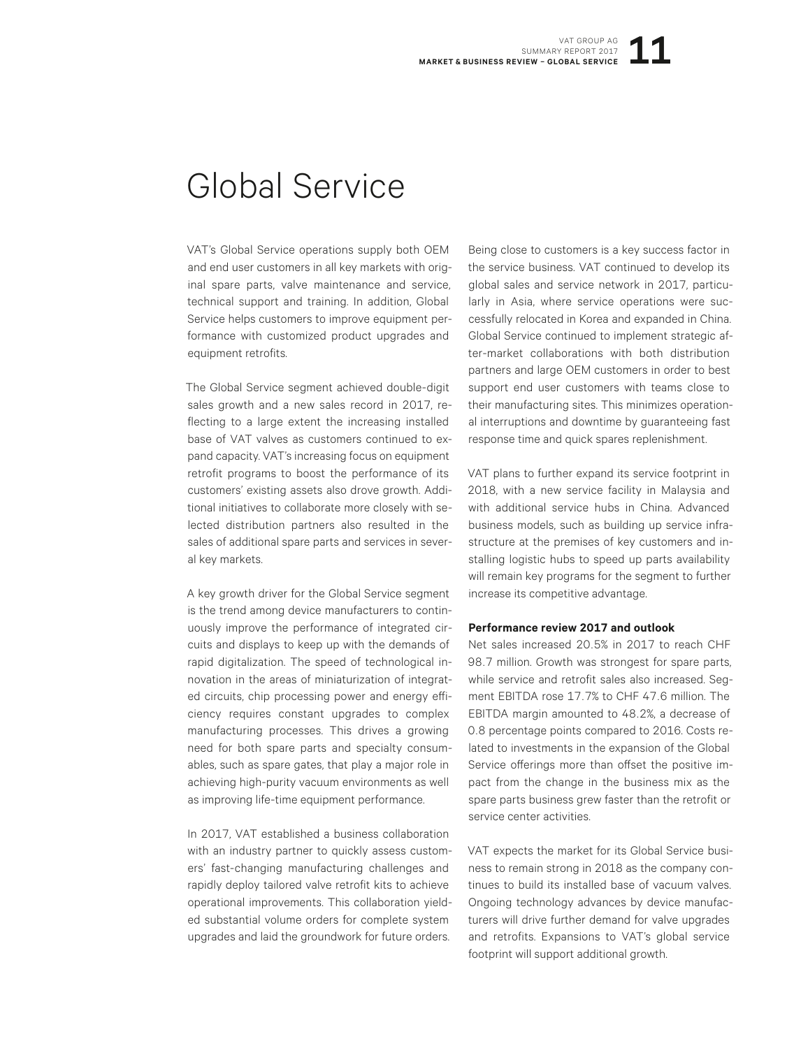# Global Service

VAT's Global Service operations supply both OEM and end user customers in all key markets with original spare parts, valve maintenance and service, technical support and training. In addition, Global Service helps customers to improve equipment performance with customized product upgrades and equipment retrofits.

The Global Service segment achieved double-digit sales growth and a new sales record in 2017, reflecting to a large extent the increasing installed base of VAT valves as customers continued to expand capacity. VAT's increasing focus on equipment retrofit programs to boost the performance of its customers' existing assets also drove growth. Additional initiatives to collaborate more closely with selected distribution partners also resulted in the sales of additional spare parts and services in several key markets.

A key growth driver for the Global Service segment is the trend among device manufacturers to continuously improve the performance of integrated circuits and displays to keep up with the demands of rapid digitalization. The speed of technological innovation in the areas of miniaturization of integrated circuits, chip processing power and energy efficiency requires constant upgrades to complex manufacturing processes. This drives a growing need for both spare parts and specialty consumables, such as spare gates, that play a major role in achieving high-purity vacuum environments as well as improving life-time equipment performance.

In 2017, VAT established a business collaboration with an industry partner to quickly assess customers' fast-changing manufacturing challenges and rapidly deploy tailored valve retrofit kits to achieve operational improvements. This collaboration yielded substantial volume orders for complete system upgrades and laid the groundwork for future orders.

Being close to customers is a key success factor in the service business. VAT continued to develop its global sales and service network in 2017, particularly in Asia, where service operations were successfully relocated in Korea and expanded in China. Global Service continued to implement strategic after-market collaborations with both distribution partners and large OEM customers in order to best support end user customers with teams close to their manufacturing sites. This minimizes operational interruptions and downtime by guaranteeing fast response time and quick spares replenishment.

VAT plans to further expand its service footprint in 2018, with a new service facility in Malaysia and with additional service hubs in China. Advanced business models, such as building up service infrastructure at the premises of key customers and installing logistic hubs to speed up parts availability will remain key programs for the segment to further increase its competitive advantage.

**Performance review 2017 and outlook**

Net sales increased 20.5% in 2017 to reach CHF 98.7 million. Growth was strongest for spare parts, while service and retrofit sales also increased. Segment EBITDA rose 17.7% to CHF 47.6 million. The EBITDA margin amounted to 48.2%, a decrease of 0.8 percentage points compared to 2016. Costs related to investments in the expansion of the Global Service offerings more than offset the positive impact from the change in the business mix as the spare parts business grew faster than the retrofit or service center activities.

VAT expects the market for its Global Service business to remain strong in 2018 as the company continues to build its installed base of vacuum valves. Ongoing technology advances by device manufacturers will drive further demand for valve upgrades and retrofits. Expansions to VAT's global service footprint will support additional growth.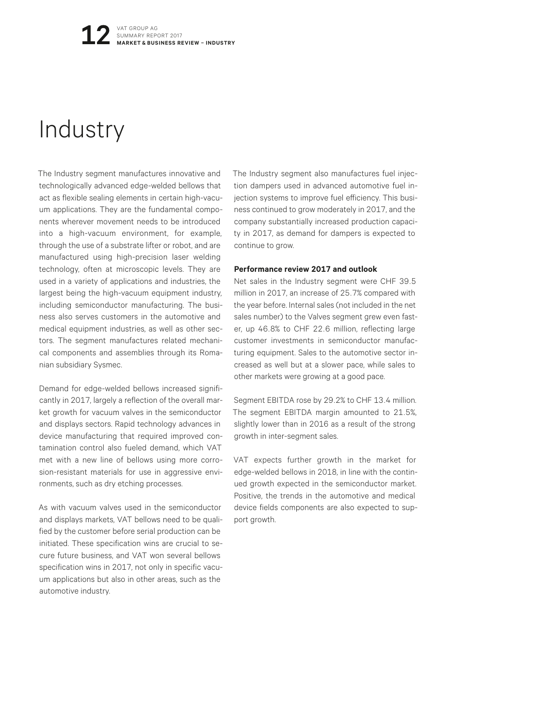# Industry

The Industry segment manufactures innovative and technologically advanced edge-welded bellows that act as flexible sealing elements in certain high-vacuum applications. They are the fundamental components wherever movement needs to be introduced into a high-vacuum environment, for example, through the use of a substrate lifter or robot, and are manufactured using high-precision laser welding technology, often at microscopic levels. They are used in a variety of applications and industries, the largest being the high-vacuum equipment industry, including semiconductor manufacturing. The business also serves customers in the automotive and medical equipment industries, as well as other sectors. The segment manufactures related mechanical components and assemblies through its Romanian subsidiary Sysmec.

Demand for edge-welded bellows increased significantly in 2017, largely a reflection of the overall market growth for vacuum valves in the semiconductor and displays sectors. Rapid technology advances in device manufacturing that required improved contamination control also fueled demand, which VAT met with a new line of bellows using more corrosion-resistant materials for use in aggressive environments, such as dry etching processes.

As with vacuum valves used in the semiconductor and displays markets, VAT bellows need to be qualified by the customer before serial production can be initiated. These specification wins are crucial to secure future business, and VAT won several bellows specification wins in 2017, not only in specific vacuum applications but also in other areas, such as the automotive industry.

The Industry segment also manufactures fuel injection dampers used in advanced automotive fuel injection systems to improve fuel efficiency. This business continued to grow moderately in 2017, and the company substantially increased production capacity in 2017, as demand for dampers is expected to continue to grow.

**Performance review 2017 and outlook**

Net sales in the Industry segment were CHF 39.5 million in 2017, an increase of 25.7% compared with the year before. Internal sales (not included in the net sales number) to the Valves segment grew even faster, up 46.8% to CHF 22.6 million, reflecting large customer investments in semiconductor manufacturing equipment. Sales to the automotive sector increased as well but at a slower pace, while sales to other markets were growing at a good pace.

Segment EBITDA rose by 29.2% to CHF 13.4 million. The segment EBITDA margin amounted to 21.5%, slightly lower than in 2016 as a result of the strong growth in inter-segment sales.

VAT expects further growth in the market for edge-welded bellows in 2018, in line with the continued growth expected in the semiconductor market. Positive, the trends in the automotive and medical device fields components are also expected to support growth.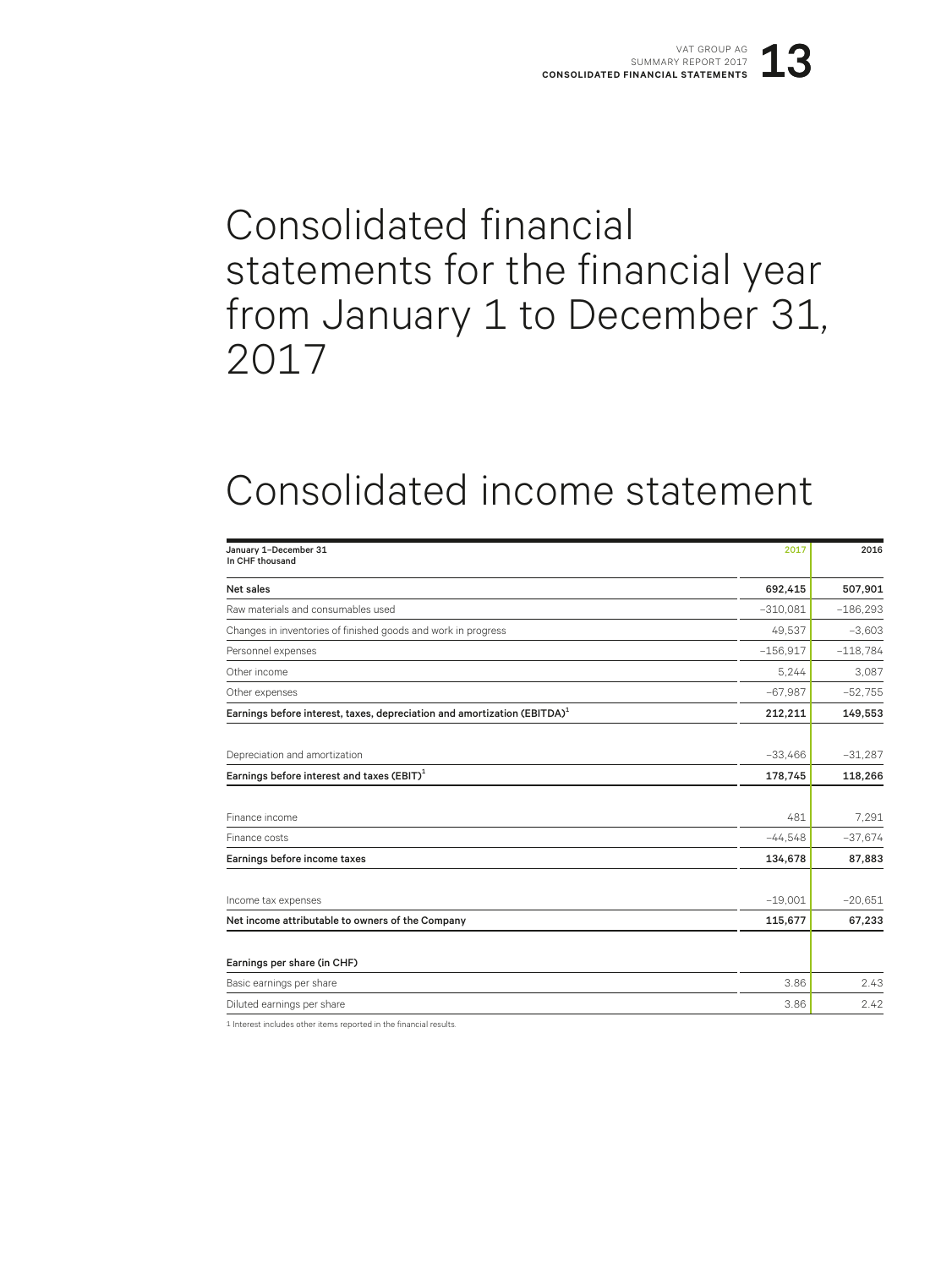# Consolidated financial statements for the financial year from January 1 to December 31, 2017

## Consolidated income statement

| January 1–December 31<br>In CHF thousand | 2017 | 2016 |
|---|---|---|
| **Net sales** | **692,415** | **507,901** |
| Raw materials and consumables used | –310,081 | –186,293 |
| Changes in inventories of finished goods and work in progress | 49,537 | –3,603 |
| Personnel expenses | –156,917 | –118,784 |
| Other income | 5,244 | 3,087 |
| Other expenses | –67,987 | –52,755 |
| **Earnings before interest, taxes, depreciation and amortization (EBITDA)[1]** | **212,211** | **149,553** |
| Depreciation and amortization | –33,466 | –31,287 |
| **Earnings before interest and taxes (EBIT)[1]** | **178,745** | **118,266** |
| Finance income | 481 | 7,291 |
| Finance costs | –44,548 | –37,674 |
| **Earnings before income taxes** | **134,678** | **87,883** |
| Income tax expenses | –19,001 | –20,651 |
| **Net income attributable to owners of the Company** | **115,677** | **67,233** |
| **Earnings per share (in CHF)** | | |
| Basic earnings per share | 3.86 | 2.43 |
| Diluted earnings per share | 3.86 | 2.42 |

1 Interest includes other items reported in the financial results.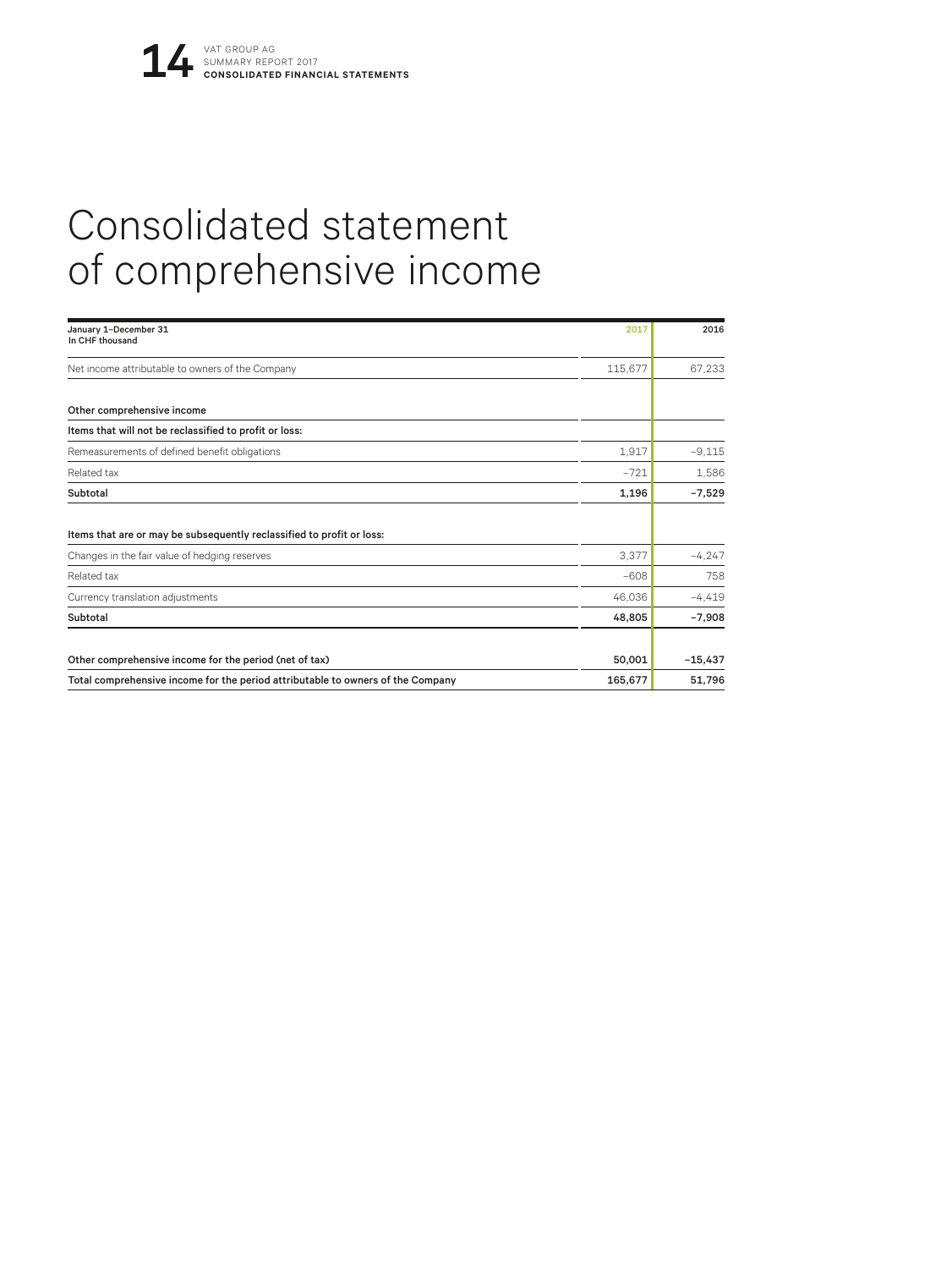# Consolidated statement of comprehensive income

| January 1–December 31<br>In CHF thousand | 2017 | 2016 |
|---|---|---|
| Net income attributable to owners of the Company | 115,677 | 67,233 |
| **Other comprehensive income** | | |
| **Items that will not be reclassified to profit or loss:** | | |
| Remeasurements of defined benefit obligations | 1,917 | −9,115 |
| Related tax | −721 | 1,586 |
| **Subtotal** | **1,196** | **−7,529** |
| **Items that are or may be subsequently reclassified to profit or loss:** | | |
| Changes in the fair value of hedging reserves | 3,377 | −4,247 |
| Related tax | −608 | 758 |
| Currency translation adjustments | 46,036 | −4,419 |
| **Subtotal** | **48,805** | **−7,908** |
| **Other comprehensive income for the period (net of tax)** | **50,001** | **−15,437** |
| **Total comprehensive income for the period attributable to owners of the Company** | **165,677** | **51,796** |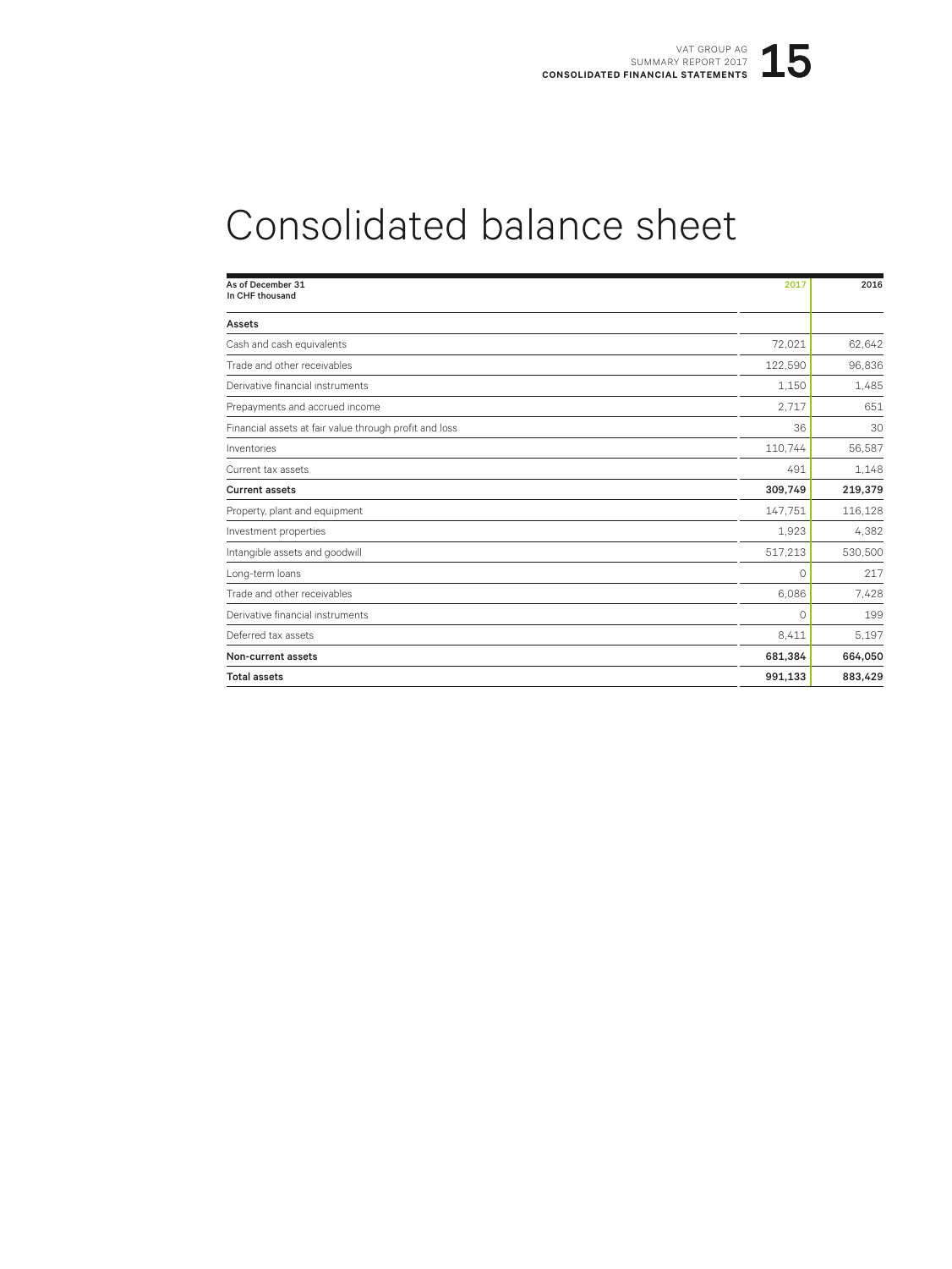# Consolidated balance sheet

| As of December 31<br>In CHF thousand | 2017 | 2016 |
|---|---|---|
| **Assets** | | |
| Cash and cash equivalents | 72,021 | 62,642 |
| Trade and other receivables | 122,590 | 96,836 |
| Derivative financial instruments | 1,150 | 1,485 |
| Prepayments and accrued income | 2,717 | 651 |
| Financial assets at fair value through profit and loss | 36 | 30 |
| Inventories | 110,744 | 56,587 |
| Current tax assets | 491 | 1,148 |
| **Current assets** | **309,749** | **219,379** |
| Property, plant and equipment | 147,751 | 116,128 |
| Investment properties | 1,923 | 4,382 |
| Intangible assets and goodwill | 517,213 | 530,500 |
| Long-term loans | 0 | 217 |
| Trade and other receivables | 6,086 | 7,428 |
| Derivative financial instruments | 0 | 199 |
| Deferred tax assets | 8,411 | 5,197 |
| **Non-current assets** | **681,384** | **664,050** |
| **Total assets** | **991,133** | **883,429** |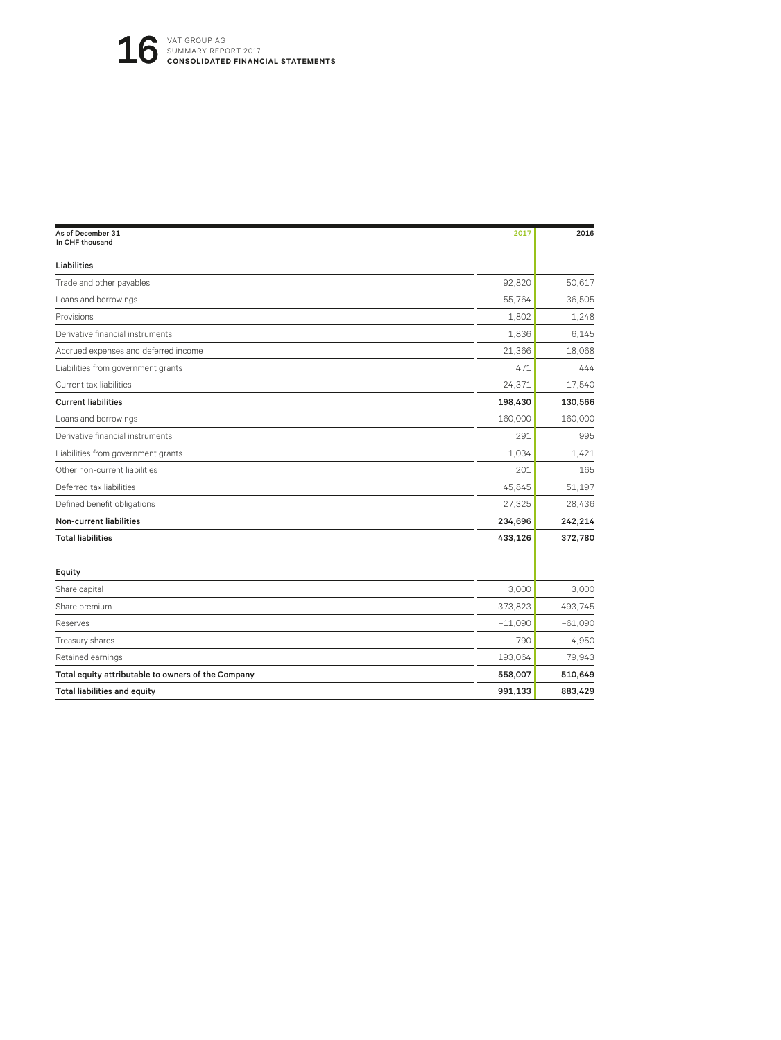| As of December 31<br>In CHF thousand | 2017 | 2016 |
|---|---|---|
| **Liabilities** | | |
| Trade and other payables | 92,820 | 50,617 |
| Loans and borrowings | 55,764 | 36,505 |
| Provisions | 1,802 | 1,248 |
| Derivative financial instruments | 1,836 | 6,145 |
| Accrued expenses and deferred income | 21,366 | 18,068 |
| Liabilities from government grants | 471 | 444 |
| Current tax liabilities | 24,371 | 17,540 |
| **Current liabilities** | **198,430** | **130,566** |
| Loans and borrowings | 160,000 | 160,000 |
| Derivative financial instruments | 291 | 995 |
| Liabilities from government grants | 1,034 | 1,421 |
| Other non-current liabilities | 201 | 165 |
| Deferred tax liabilities | 45,845 | 51,197 |
| Defined benefit obligations | 27,325 | 28,436 |
| **Non-current liabilities** | **234,696** | **242,214** |
| **Total liabilities** | **433,126** | **372,780** |
| | | |
| **Equity** | | |
| Share capital | 3,000 | 3,000 |
| Share premium | 373,823 | 493,745 |
| Reserves | –11,090 | –61,090 |
| Treasury shares | –790 | –4,950 |
| Retained earnings | 193,064 | 79,943 |
| **Total equity attributable to owners of the Company** | **558,007** | **510,649** |
| **Total liabilities and equity** | **991,133** | **883,429** |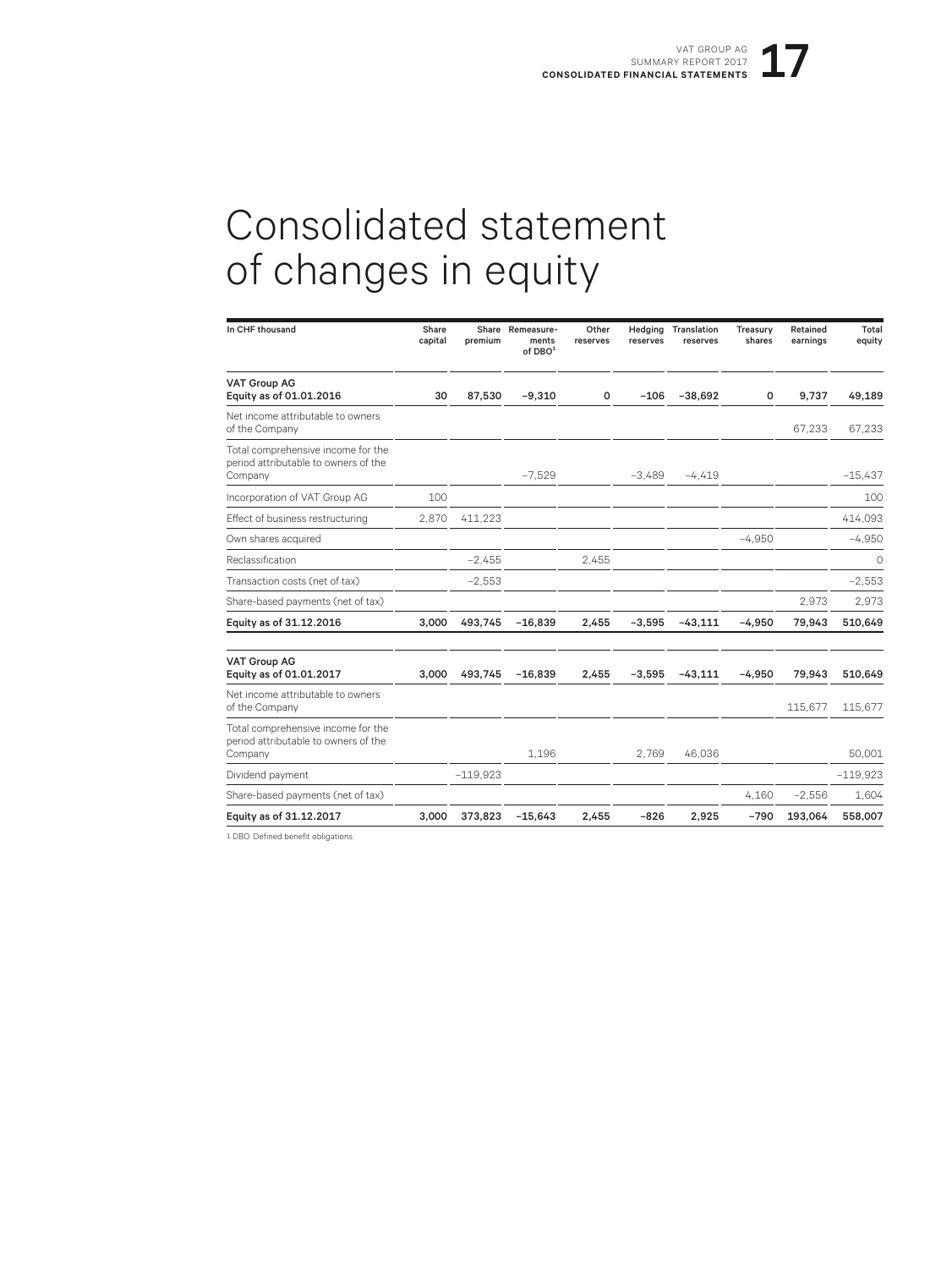# Consolidated statement of changes in equity

| In CHF thousand | Share capital | Share premium | Remeasure-ments of DBO[1] | Other reserves | Hedging reserves | Translation reserves | Treasury shares | Retained earnings | Total equity |
|---|---|---|---|---|---|---|---|---|---|
| **VAT Group AG Equity as of 01.01.2016** | **30** | **87,530** | **−9,310** | **0** | **−106** | **−38,692** | **0** | **9,737** | **49,189** |
| Net income attributable to owners of the Company | | | | | | | | 67,233 | 67,233 |
| Total comprehensive income for the period attributable to owners of the Company | | | −7,529 | | −3,489 | −4,419 | | | −15,437 |
| Incorporation of VAT Group AG | 100 | | | | | | | | 100 |
| Effect of business restructuring | 2,870 | 411,223 | | | | | | | 414,093 |
| Own shares acquired | | | | | | | −4,950 | | −4,950 |
| Reclassification | | −2,455 | | 2,455 | | | | | 0 |
| Transaction costs (net of tax) | | −2,553 | | | | | | | −2,553 |
| Share-based payments (net of tax) | | | | | | | | 2,973 | 2,973 |
| **Equity as of 31.12.2016** | **3,000** | **493,745** | **−16,839** | **2,455** | **−3,595** | **−43,111** | **−4,950** | **79,943** | **510,649** |
| **VAT Group AG Equity as of 01.01.2017** | **3,000** | **493,745** | **−16,839** | **2,455** | **−3,595** | **−43,111** | **−4,950** | **79,943** | **510,649** |
| Net income attributable to owners of the Company | | | | | | | | 115,677 | 115,677 |
| Total comprehensive income for the period attributable to owners of the Company | | | 1,196 | | 2,769 | 46,036 | | | 50,001 |
| Dividend payment | | −119,923 | | | | | | | −119,923 |
| Share-based payments (net of tax) | | | | | | | 4,160 | −2,556 | 1,604 |
| **Equity as of 31.12.2017** | **3,000** | **373,823** | **−15,643** | **2,455** | **−826** | **2,925** | **−790** | **193,064** | **558,007** |

1 DBO: Defined benefit obligations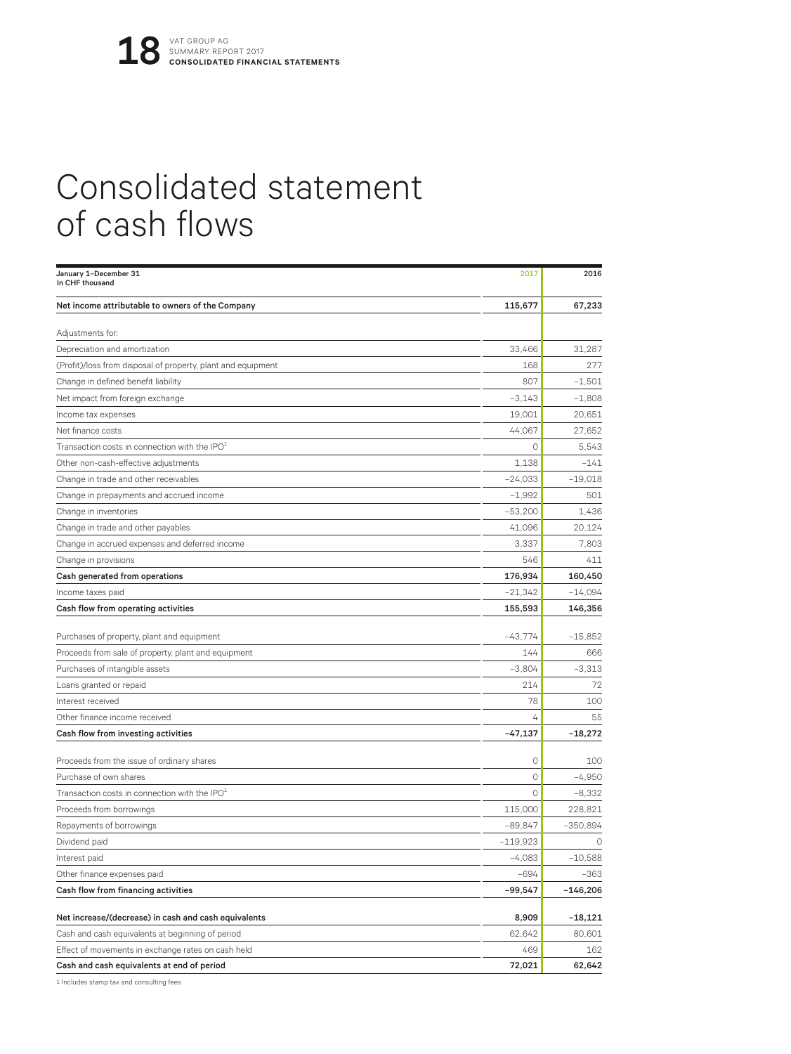# Consolidated statement of cash flows

| January 1–December 31<br>In CHF thousand | 2017 | 2016 |
|---|---|---|
| **Net income attributable to owners of the Company** | **115,677** | **67,233** |
| Adjustments for: | | |
| Depreciation and amortization | 33,466 | 31,287 |
| (Profit)/loss from disposal of property, plant and equipment | 168 | 277 |
| Change in defined benefit liability | 807 | –1,501 |
| Net impact from foreign exchange | –3,143 | –1,808 |
| Income tax expenses | 19,001 | 20,651 |
| Net finance costs | 44,067 | 27,652 |
| Transaction costs in connection with the IPO[1] | 0 | 5,543 |
| Other non-cash-effective adjustments | 1,138 | –141 |
| Change in trade and other receivables | –24,033 | –19,018 |
| Change in prepayments and accrued income | –1,992 | 501 |
| Change in inventories | –53,200 | 1,436 |
| Change in trade and other payables | 41,096 | 20,124 |
| Change in accrued expenses and deferred income | 3,337 | 7,803 |
| Change in provisions | 546 | 411 |
| **Cash generated from operations** | **176,934** | **160,450** |
| Income taxes paid | –21,342 | –14,094 |
| **Cash flow from operating activities** | **155,593** | **146,356** |
| Purchases of property, plant and equipment | –43,774 | –15,852 |
| Proceeds from sale of property, plant and equipment | 144 | 666 |
| Purchases of intangible assets | –3,804 | –3,313 |
| Loans granted or repaid | 214 | 72 |
| Interest received | 78 | 100 |
| Other finance income received | 4 | 55 |
| **Cash flow from investing activities** | **–47,137** | **–18,272** |
| Proceeds from the issue of ordinary shares | 0 | 100 |
| Purchase of own shares | 0 | –4,950 |
| Transaction costs in connection with the IPO[1] | 0 | –8,332 |
| Proceeds from borrowings | 115,000 | 228,821 |
| Repayments of borrowings | –89,847 | –350,894 |
| Dividend paid | –119,923 | 0 |
| Interest paid | –4,083 | –10,588 |
| Other finance expenses paid | –694 | –363 |
| **Cash flow from financing activities** | **–99,547** | **–146,206** |
| **Net increase/(decrease) in cash and cash equivalents** | **8,909** | **–18,121** |
| Cash and cash equivalents at beginning of period | 62,642 | 80,601 |
| Effect of movements in exchange rates on cash held | 469 | 162 |
| **Cash and cash equivalents at end of period** | **72,021** | **62,642** |

1 Includes stamp tax and consulting fees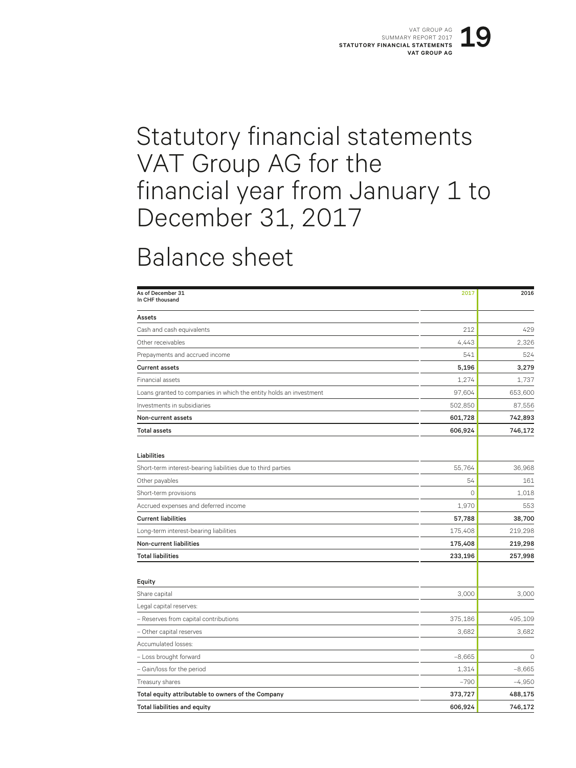# Statutory financial statements VAT Group AG for the financial year from January 1 to December 31, 2017

# Balance sheet

| As of December 31<br>In CHF thousand | 2017 | 2016 |
|---|---|---|
| **Assets** | | |
| Cash and cash equivalents | 212 | 429 |
| Other receivables | 4,443 | 2,326 |
| Prepayments and accrued income | 541 | 524 |
| **Current assets** | **5,196** | **3,279** |
| Financial assets | 1,274 | 1,737 |
| Loans granted to companies in which the entity holds an investment | 97,604 | 653,600 |
| Investments in subsidiaries | 502,850 | 87,556 |
| **Non-current assets** | **601,728** | **742,893** |
| **Total assets** | **606,924** | **746,172** |
| | | |
| **Liabilities** | | |
| Short-term interest-bearing liabilities due to third parties | 55,764 | 36,968 |
| Other payables | 54 | 161 |
| Short-term provisions | 0 | 1,018 |
| Accrued expenses and deferred income | 1,970 | 553 |
| **Current liabilities** | **57,788** | **38,700** |
| Long-term interest-bearing liabilities | 175,408 | 219,298 |
| **Non-current liabilities** | **175,408** | **219,298** |
| **Total liabilities** | **233,196** | **257,998** |
| | | |
| **Equity** | | |
| Share capital | 3,000 | 3,000 |
| Legal capital reserves: | | |
| – Reserves from capital contributions | 375,186 | 495,109 |
| – Other capital reserves | 3,682 | 3,682 |
| Accumulated losses: | | |
| – Loss brought forward | –8,665 | 0 |
| – Gain/loss for the period | 1,314 | –8,665 |
| Treasury shares | –790 | –4,950 |
| **Total equity attributable to owners of the Company** | **373,727** | **488,175** |
| **Total liabilities and equity** | **606,924** | **746,172** |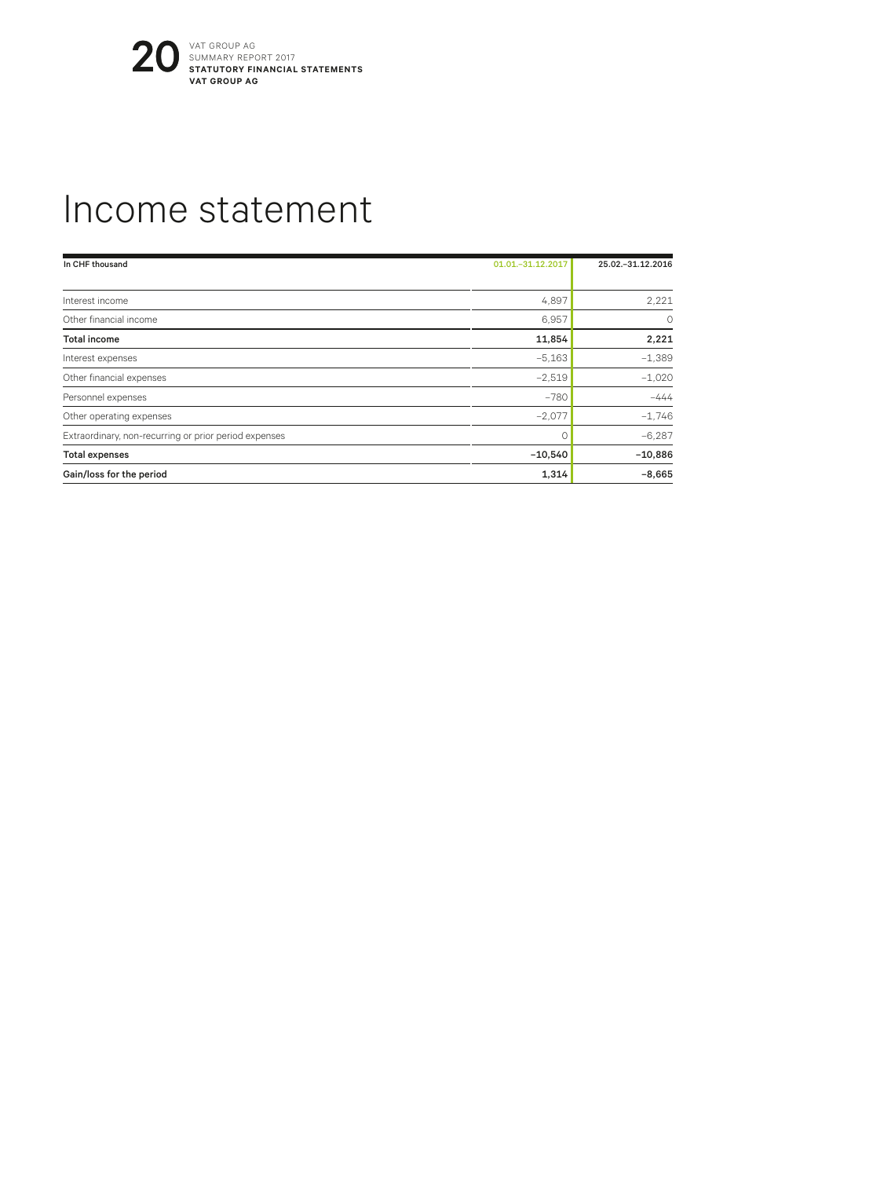# Income statement

| In CHF thousand | 01.01.–31.12.2017 | 25.02.–31.12.2016 |
| --- | --- | --- |
| Interest income | 4,897 | 2,221 |
| Other financial income | 6,957 | 0 |
| **Total income** | **11,854** | **2,221** |
| Interest expenses | –5,163 | –1,389 |
| Other financial expenses | –2,519 | –1,020 |
| Personnel expenses | –780 | –444 |
| Other operating expenses | –2,077 | –1,746 |
| Extraordinary, non-recurring or prior period expenses | 0 | –6,287 |
| **Total expenses** | **–10,540** | **–10,886** |
| **Gain/loss for the period** | **1,314** | **–8,665** |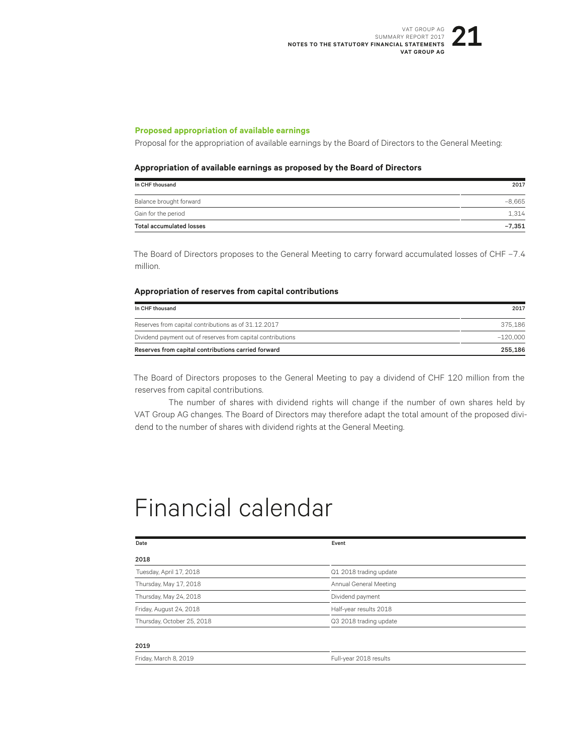### Proposed appropriation of available earnings

Proposal for the appropriation of available earnings by the Board of Directors to the General Meeting:

**Appropriation of available earnings as proposed by the Board of Directors**

| In CHF thousand | 2017 |
|---|---|
| Balance brought forward | –8,665 |
| Gain for the period | 1,314 |
| **Total accumulated losses** | **–7,351** |

The Board of Directors proposes to the General Meeting to carry forward accumulated losses of CHF –7.4 million.

**Appropriation of reserves from capital contributions**

| In CHF thousand | 2017 |
|---|---|
| Reserves from capital contributions as of 31.12.2017 | 375,186 |
| Dividend payment out of reserves from capital contributions | –120,000 |
| **Reserves from capital contributions carried forward** | **255,186** |

The Board of Directors proposes to the General Meeting to pay a dividend of CHF 120 million from the reserves from capital contributions.

The number of shares with dividend rights will change if the number of own shares held by VAT Group AG changes. The Board of Directors may therefore adapt the total amount of the proposed dividend to the number of shares with dividend rights at the General Meeting.

# Financial calendar

| Date | Event |
|---|---|
| **2018** | |
| Tuesday, April 17, 2018 | Q1 2018 trading update |
| Thursday, May 17, 2018 | Annual General Meeting |
| Thursday, May 24, 2018 | Dividend payment |
| Friday, August 24, 2018 | Half-year results 2018 |
| Thursday, October 25, 2018 | Q3 2018 trading update |
| **2019** | |
| Friday, March 8, 2019 | Full-year 2018 results |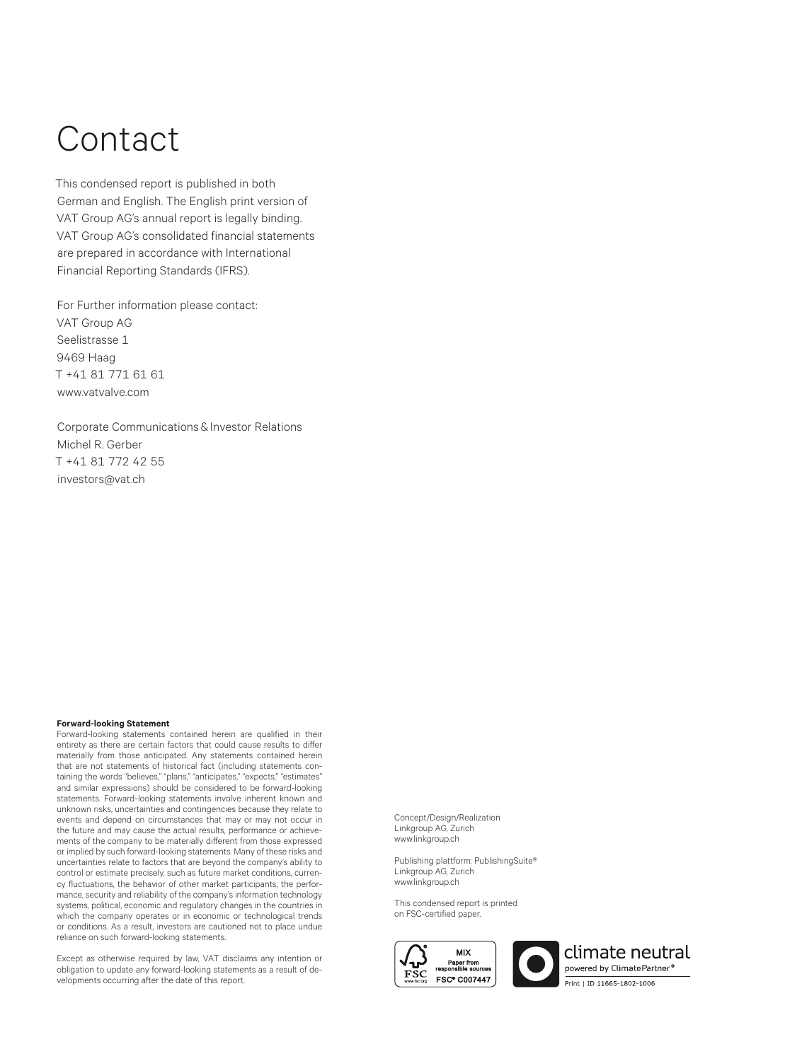# Contact

This condensed report is published in both German and English. The English print version of VAT Group AG's annual report is legally binding. VAT Group AG's consolidated financial statements are prepared in accordance with International Financial Reporting Standards (IFRS).

For Further information please contact:
VAT Group AG
Seelistrasse 1
9469 Haag
T +41 81 771 61 61
www.vatvalve.com

Corporate Communications & Investor Relations
Michel R. Gerber
T +41 81 772 42 55
investors@vat.ch

**Forward-looking Statement**
Forward-looking statements contained herein are qualified in their entirety as there are certain factors that could cause results to differ materially from those anticipated. Any statements contained herein that are not statements of historical fact (including statements containing the words "believes," "plans," "anticipates," "expects," "estimates" and similar expressions) should be considered to be forward-looking statements. Forward-looking statements involve inherent known and unknown risks, uncertainties and contingencies because they relate to events and depend on circumstances that may or may not occur in the future and may cause the actual results, performance or achievements of the company to be materially different from those expressed or implied by such forward-looking statements. Many of these risks and uncertainties relate to factors that are beyond the company's ability to control or estimate precisely, such as future market conditions, currency fluctuations, the behavior of other market participants, the performance, security and reliability of the company's information technology systems, political, economic and regulatory changes in the countries in which the company operates or in economic or technological trends or conditions. As a result, investors are cautioned not to place undue reliance on such forward-looking statements.

Except as otherwise required by law, VAT disclaims any intention or obligation to update any forward-looking statements as a result of developments occurring after the date of this report.

Concept/Design/Realization
Linkgroup AG, Zurich
www.linkgroup.ch

Publishing plattform: PublishingSuite®
Linkgroup AG, Zurich
www.linkgroup.ch

This condensed report is printed on FSC-certified paper.

FSC MIX Paper from responsible sources FSC® C007447 www.fsc.org

climate neutral
powered by ClimatePartner®
Print | ID 11665-1802-1006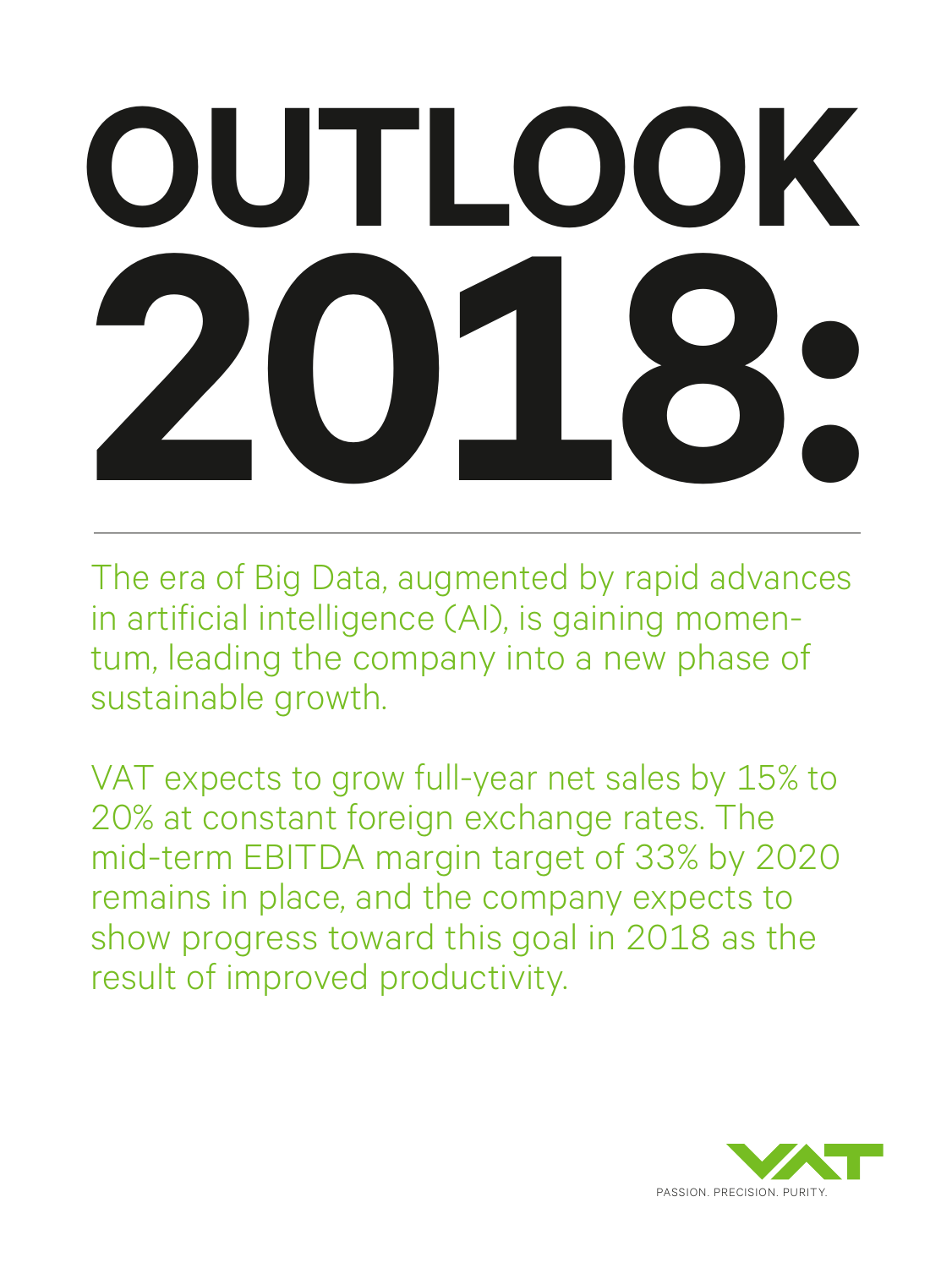# OUTLOOK 2018:

The era of Big Data, augmented by rapid advances in artificial intelligence (AI), is gaining momentum, leading the company into a new phase of sustainable growth.

VAT expects to grow full-year net sales by 15% to 20% at constant foreign exchange rates. The mid-term EBITDA margin target of 33% by 2020 remains in place, and the company expects to show progress toward this goal in 2018 as the result of improved productivity.

VAT

PASSION. PRECISION. PURITY.